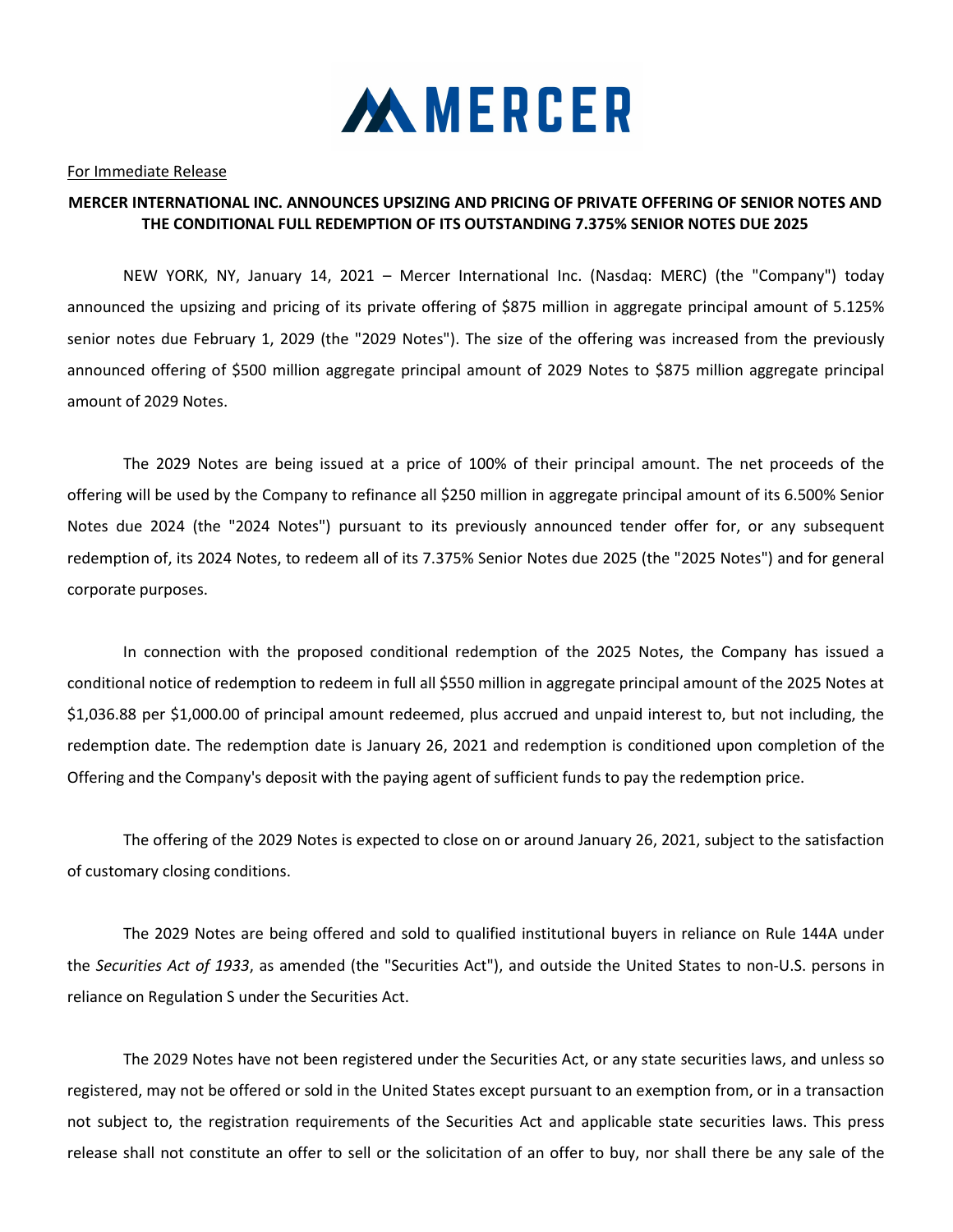MERCER

For Immediate Release

**MERCER INTERNATIONAL INC. ANNOUNCES UPSIZING AND PRICING OF PRIVATE OFFERING OF SENIOR NOTES AND THE CONDITIONAL FULL REDEMPTION OF ITS OUTSTANDING 7.375% SENIOR NOTES DUE 2025**

NEW YORK, NY, January 14, 2021 – Mercer International Inc. (Nasdaq: MERC) (the "Company") today announced the upsizing and pricing of its private offering of $875 million in aggregate principal amount of 5.125% senior notes due February 1, 2029 (the "2029 Notes"). The size of the offering was increased from the previously announced offering of $500 million aggregate principal amount of 2029 Notes to $875 million aggregate principal amount of 2029 Notes.

The 2029 Notes are being issued at a price of 100% of their principal amount. The net proceeds of the offering will be used by the Company to refinance all $250 million in aggregate principal amount of its 6.500% Senior Notes due 2024 (the "2024 Notes") pursuant to its previously announced tender offer for, or any subsequent redemption of, its 2024 Notes, to redeem all of its 7.375% Senior Notes due 2025 (the "2025 Notes") and for general corporate purposes.

In connection with the proposed conditional redemption of the 2025 Notes, the Company has issued a conditional notice of redemption to redeem in full all $550 million in aggregate principal amount of the 2025 Notes at $1,036.88 per $1,000.00 of principal amount redeemed, plus accrued and unpaid interest to, but not including, the redemption date. The redemption date is January 26, 2021 and redemption is conditioned upon completion of the Offering and the Company's deposit with the paying agent of sufficient funds to pay the redemption price.

The offering of the 2029 Notes is expected to close on or around January 26, 2021, subject to the satisfaction of customary closing conditions.

The 2029 Notes are being offered and sold to qualified institutional buyers in reliance on Rule 144A under the *Securities Act of 1933*, as amended (the "Securities Act"), and outside the United States to non-U.S. persons in reliance on Regulation S under the Securities Act.

The 2029 Notes have not been registered under the Securities Act, or any state securities laws, and unless so registered, may not be offered or sold in the United States except pursuant to an exemption from, or in a transaction not subject to, the registration requirements of the Securities Act and applicable state securities laws. This press release shall not constitute an offer to sell or the solicitation of an offer to buy, nor shall there be any sale of the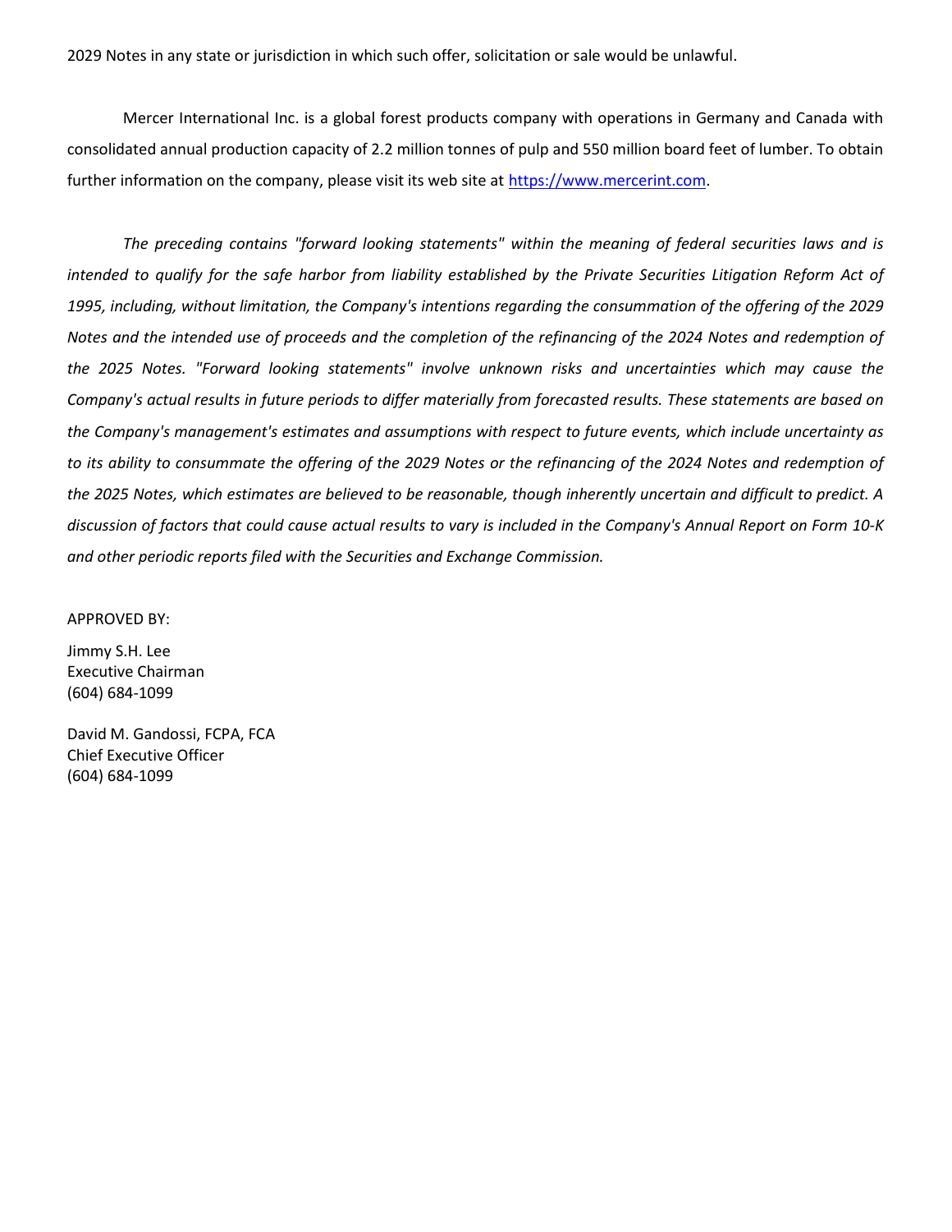2029 Notes in any state or jurisdiction in which such offer, solicitation or sale would be unlawful.

Mercer International Inc. is a global forest products company with operations in Germany and Canada with consolidated annual production capacity of 2.2 million tonnes of pulp and 550 million board feet of lumber. To obtain further information on the company, please visit its web site at [https://www.mercerint.com](https://www.mercerint.com).

*The preceding contains "forward looking statements" within the meaning of federal securities laws and is intended to qualify for the safe harbor from liability established by the Private Securities Litigation Reform Act of 1995, including, without limitation, the Company's intentions regarding the consummation of the offering of the 2029 Notes and the intended use of proceeds and the completion of the refinancing of the 2024 Notes and redemption of the 2025 Notes. "Forward looking statements" involve unknown risks and uncertainties which may cause the Company's actual results in future periods to differ materially from forecasted results. These statements are based on the Company's management's estimates and assumptions with respect to future events, which include uncertainty as to its ability to consummate the offering of the 2029 Notes or the refinancing of the 2024 Notes and redemption of the 2025 Notes, which estimates are believed to be reasonable, though inherently uncertain and difficult to predict. A discussion of factors that could cause actual results to vary is included in the Company's Annual Report on Form 10-K and other periodic reports filed with the Securities and Exchange Commission.*

APPROVED BY:

Jimmy S.H. Lee
Executive Chairman
(604) 684-1099

David M. Gandossi, FCPA, FCA
Chief Executive Officer
(604) 684-1099